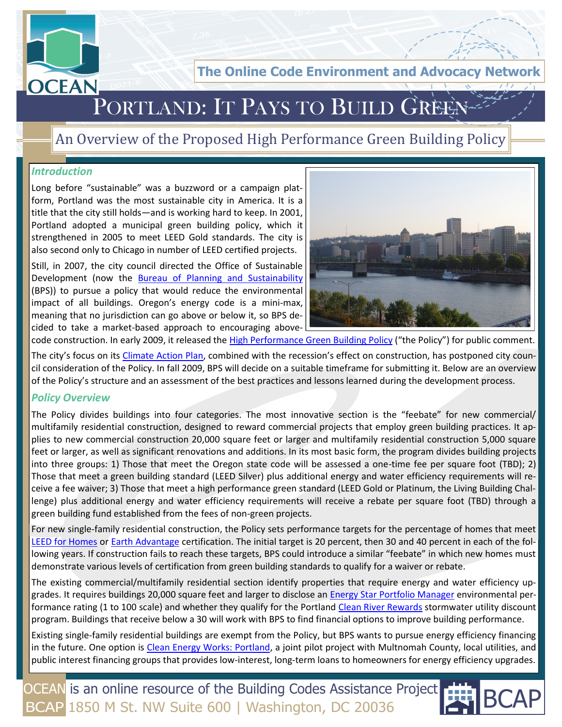The Online Code Environment and Advocacy Network

# Portland: It Pays to Build Green

## An Overview of the Proposed High Performance Green Building Policy

### *Introduction*

Long before "sustainable" was a buzzword or a campaign platform, Portland was the most sustainable city in America. It is a title that the city still holds—and is working hard to keep. In 2001, Portland adopted a municipal green building policy, which it strengthened in 2005 to meet LEED Gold standards. The city is also second only to Chicago in number of LEED certified projects.

Still, in 2007, the city council directed the Office of Sustainable Development (now the Bureau of Planning and Sustainability (BPS)) to pursue a policy that would reduce the environmental impact of all buildings. Oregon's energy code is a mini-max, meaning that no jurisdiction can go above or below it, so BPS decided to take a market-based approach to encouraging above-code construction. In early 2009, it released the High Performance Green Building Policy ("the Policy") for public comment.

The city's focus on its Climate Action Plan, combined with the recession's effect on construction, has postponed city council consideration of the Policy. In fall 2009, BPS will decide on a suitable timeframe for submitting it. Below are an overview of the Policy's structure and an assessment of the best practices and lessons learned during the development process.

### *Policy Overview*

The Policy divides buildings into four categories. The most innovative section is the "feebate" for new commercial/multifamily residential construction, designed to reward commercial projects that employ green building practices. It applies to new commercial construction 20,000 square feet or larger and multifamily residential construction 5,000 square feet or larger, as well as significant renovations and additions. In its most basic form, the program divides building projects into three groups: 1) Those that meet the Oregon state code will be assessed a one-time fee per square foot (TBD); 2) Those that meet a green building standard (LEED Silver) plus additional energy and water efficiency requirements will receive a fee waiver; 3) Those that meet a high performance green standard (LEED Gold or Platinum, the Living Building Challenge) plus additional energy and water efficiency requirements will receive a rebate per square foot (TBD) through a green building fund established from the fees of non-green projects.

For new single-family residential construction, the Policy sets performance targets for the percentage of homes that meet LEED for Homes or Earth Advantage certification. The initial target is 20 percent, then 30 and 40 percent in each of the following years. If construction fails to reach these targets, BPS could introduce a similar "feebate" in which new homes must demonstrate various levels of certification from green building standards to qualify for a waiver or rebate.

The existing commercial/multifamily residential section identify properties that require energy and water efficiency upgrades. It requires buildings 20,000 square feet and larger to disclose an Energy Star Portfolio Manager environmental performance rating (1 to 100 scale) and whether they qualify for the Portland Clean River Rewards stormwater utility discount program. Buildings that receive below a 30 will work with BPS to find financial options to improve building performance.

Existing single-family residential buildings are exempt from the Policy, but BPS wants to pursue energy efficiency financing in the future. One option is Clean Energy Works: Portland, a joint pilot project with Multnomah County, local utilities, and public interest financing groups that provides low-interest, long-term loans to homeowners for energy efficiency upgrades.

OCEAN is an online resource of the Building Codes Assistance Project
BCAP 1850 M St. NW Suite 600 | Washington, DC 20036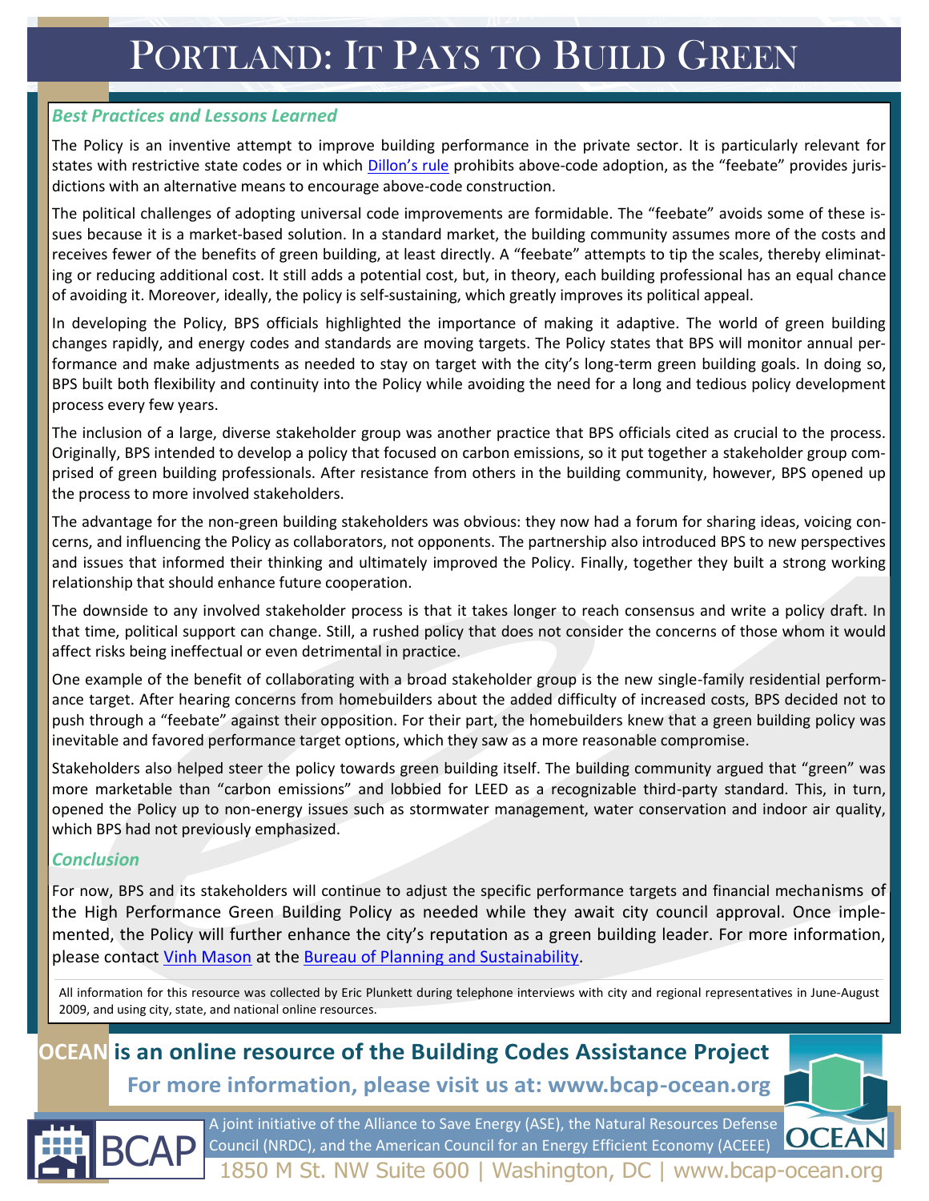# Portland: It Pays to Build Green

### *Best Practices and Lessons Learned*

The Policy is an inventive attempt to improve building performance in the private sector. It is particularly relevant for states with restrictive state codes or in which Dillon's rule prohibits above-code adoption, as the "feebate" provides jurisdictions with an alternative means to encourage above-code construction.

The political challenges of adopting universal code improvements are formidable. The "feebate" avoids some of these issues because it is a market-based solution. In a standard market, the building community assumes more of the costs and receives fewer of the benefits of green building, at least directly. A "feebate" attempts to tip the scales, thereby eliminating or reducing additional cost. It still adds a potential cost, but, in theory, each building professional has an equal chance of avoiding it. Moreover, ideally, the policy is self-sustaining, which greatly improves its political appeal.

In developing the Policy, BPS officials highlighted the importance of making it adaptive. The world of green building changes rapidly, and energy codes and standards are moving targets. The Policy states that BPS will monitor annual performance and make adjustments as needed to stay on target with the city's long-term green building goals. In doing so, BPS built both flexibility and continuity into the Policy while avoiding the need for a long and tedious policy development process every few years.

The inclusion of a large, diverse stakeholder group was another practice that BPS officials cited as crucial to the process. Originally, BPS intended to develop a policy that focused on carbon emissions, so it put together a stakeholder group comprised of green building professionals. After resistance from others in the building community, however, BPS opened up the process to more involved stakeholders.

The advantage for the non-green building stakeholders was obvious: they now had a forum for sharing ideas, voicing concerns, and influencing the Policy as collaborators, not opponents. The partnership also introduced BPS to new perspectives and issues that informed their thinking and ultimately improved the Policy. Finally, together they built a strong working relationship that should enhance future cooperation.

The downside to any involved stakeholder process is that it takes longer to reach consensus and write a policy draft. In that time, political support can change. Still, a rushed policy that does not consider the concerns of those whom it would affect risks being ineffectual or even detrimental in practice.

One example of the benefit of collaborating with a broad stakeholder group is the new single-family residential performance target. After hearing concerns from homebuilders about the added difficulty of increased costs, BPS decided not to push through a "feebate" against their opposition. For their part, the homebuilders knew that a green building policy was inevitable and favored performance target options, which they saw as a more reasonable compromise.

Stakeholders also helped steer the policy towards green building itself. The building community argued that "green" was more marketable than "carbon emissions" and lobbied for LEED as a recognizable third-party standard. This, in turn, opened the Policy up to non-energy issues such as stormwater management, water conservation and indoor air quality, which BPS had not previously emphasized.

### *Conclusion*

For now, BPS and its stakeholders will continue to adjust the specific performance targets and financial mechanisms of the High Performance Green Building Policy as needed while they await city council approval. Once implemented, the Policy will further enhance the city's reputation as a green building leader. For more information, please contact Vinh Mason at the Bureau of Planning and Sustainability.

All information for this resource was collected by Eric Plunkett during telephone interviews with city and regional representatives in June-August 2009, and using city, state, and national online resources.

**OCEAN is an online resource of the Building Codes Assistance Project**

**For more information, please visit us at: www.bcap-ocean.org**

A joint initiative of the Alliance to Save Energy (ASE), the Natural Resources Defense Council (NRDC), and the American Council for an Energy Efficient Economy (ACEEE)

1850 M St. NW Suite 600 | Washington, DC | www.bcap-ocean.org